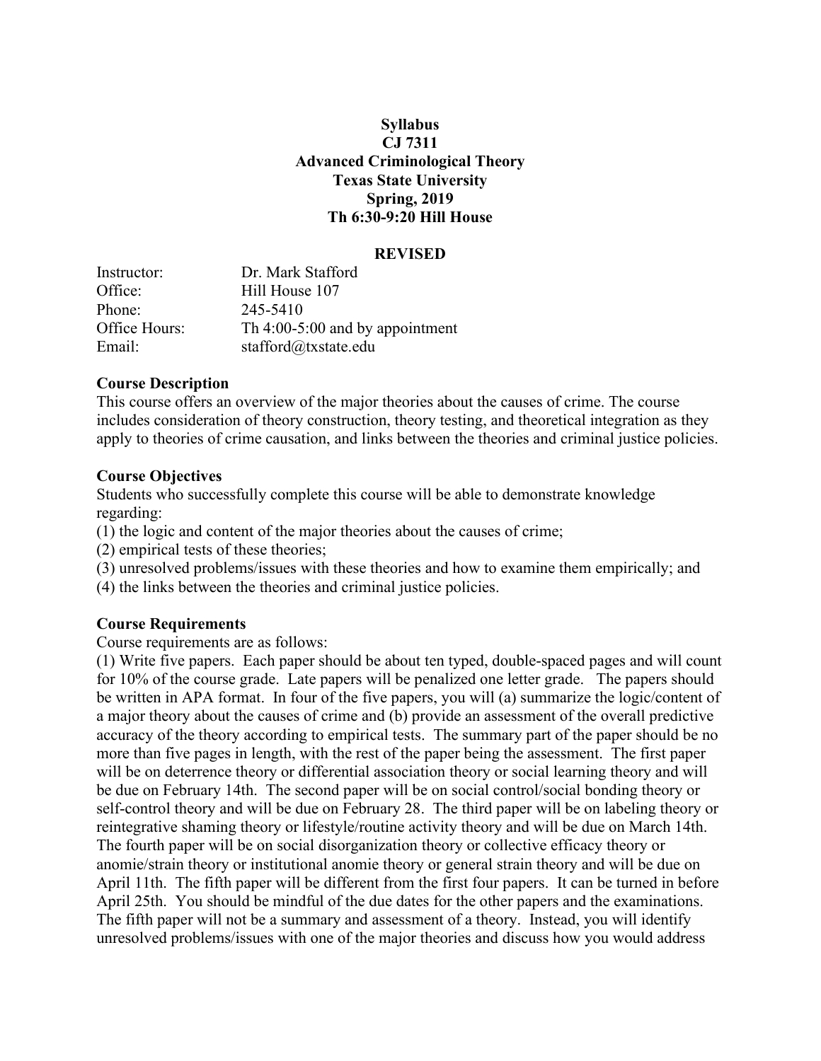**Syllabus**
**CJ 7311**
**Advanced Criminological Theory**
**Texas State University**
**Spring, 2019**
**Th 6:30-9:20 Hill House**

**REVISED**

Instructor: Dr. Mark Stafford
Office: Hill House 107
Phone: 245-5410
Office Hours: Th 4:00-5:00 and by appointment
Email: stafford@txstate.edu

## Course Description

This course offers an overview of the major theories about the causes of crime. The course includes consideration of theory construction, theory testing, and theoretical integration as they apply to theories of crime causation, and links between the theories and criminal justice policies.

## Course Objectives

Students who successfully complete this course will be able to demonstrate knowledge regarding:

(1) the logic and content of the major theories about the causes of crime;
(2) empirical tests of these theories;
(3) unresolved problems/issues with these theories and how to examine them empirically; and
(4) the links between the theories and criminal justice policies.

## Course Requirements

Course requirements are as follows:

(1) Write five papers. Each paper should be about ten typed, double-spaced pages and will count for 10% of the course grade. Late papers will be penalized one letter grade. The papers should be written in APA format. In four of the five papers, you will (a) summarize the logic/content of a major theory about the causes of crime and (b) provide an assessment of the overall predictive accuracy of the theory according to empirical tests. The summary part of the paper should be no more than five pages in length, with the rest of the paper being the assessment. The first paper will be on deterrence theory or differential association theory or social learning theory and will be due on February 14th. The second paper will be on social control/social bonding theory or self-control theory and will be due on February 28. The third paper will be on labeling theory or reintegrative shaming theory or lifestyle/routine activity theory and will be due on March 14th. The fourth paper will be on social disorganization theory or collective efficacy theory or anomie/strain theory or institutional anomie theory or general strain theory and will be due on April 11th. The fifth paper will be different from the first four papers. It can be turned in before April 25th. You should be mindful of the due dates for the other papers and the examinations. The fifth paper will not be a summary and assessment of a theory. Instead, you will identify unresolved problems/issues with one of the major theories and discuss how you would address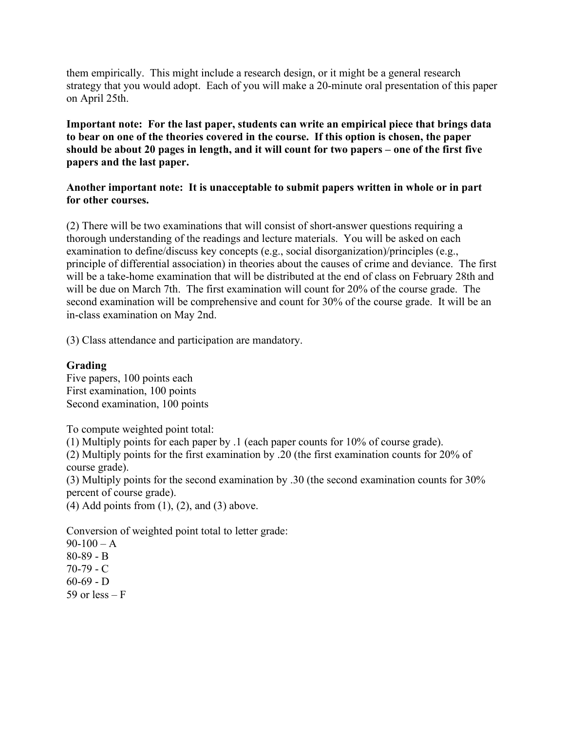them empirically. This might include a research design, or it might be a general research strategy that you would adopt. Each of you will make a 20-minute oral presentation of this paper on April 25th.

**Important note: For the last paper, students can write an empirical piece that brings data to bear on one of the theories covered in the course. If this option is chosen, the paper should be about 20 pages in length, and it will count for two papers – one of the first five papers and the last paper.**

**Another important note: It is unacceptable to submit papers written in whole or in part for other courses.**

(2) There will be two examinations that will consist of short-answer questions requiring a thorough understanding of the readings and lecture materials. You will be asked on each examination to define/discuss key concepts (e.g., social disorganization)/principles (e.g., principle of differential association) in theories about the causes of crime and deviance. The first will be a take-home examination that will be distributed at the end of class on February 28th and will be due on March 7th. The first examination will count for 20% of the course grade. The second examination will be comprehensive and count for 30% of the course grade. It will be an in-class examination on May 2nd.

(3) Class attendance and participation are mandatory.

**Grading**

Five papers, 100 points each
First examination, 100 points
Second examination, 100 points

To compute weighted point total:
(1) Multiply points for each paper by .1 (each paper counts for 10% of course grade).
(2) Multiply points for the first examination by .20 (the first examination counts for 20% of course grade).
(3) Multiply points for the second examination by .30 (the second examination counts for 30% percent of course grade).
(4) Add points from (1), (2), and (3) above.

Conversion of weighted point total to letter grade:
90-100 – A
80-89 - B
70-79 - C
60-69 - D
59 or less – F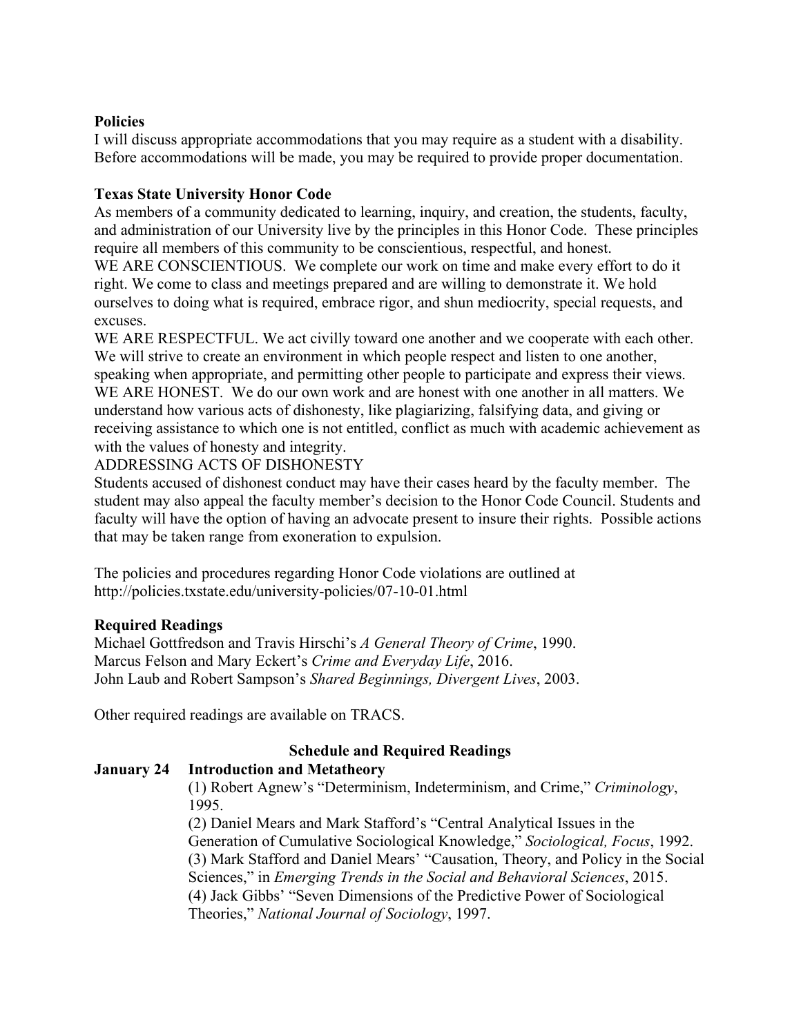**Policies**

I will discuss appropriate accommodations that you may require as a student with a disability. Before accommodations will be made, you may be required to provide proper documentation.

**Texas State University Honor Code**

As members of a community dedicated to learning, inquiry, and creation, the students, faculty, and administration of our University live by the principles in this Honor Code. These principles require all members of this community to be conscientious, respectful, and honest.

WE ARE CONSCIENTIOUS. We complete our work on time and make every effort to do it right. We come to class and meetings prepared and are willing to demonstrate it. We hold ourselves to doing what is required, embrace rigor, and shun mediocrity, special requests, and excuses.

WE ARE RESPECTFUL. We act civilly toward one another and we cooperate with each other. We will strive to create an environment in which people respect and listen to one another, speaking when appropriate, and permitting other people to participate and express their views.

WE ARE HONEST. We do our own work and are honest with one another in all matters. We understand how various acts of dishonesty, like plagiarizing, falsifying data, and giving or receiving assistance to which one is not entitled, conflict as much with academic achievement as with the values of honesty and integrity.

ADDRESSING ACTS OF DISHONESTY

Students accused of dishonest conduct may have their cases heard by the faculty member. The student may also appeal the faculty member's decision to the Honor Code Council. Students and faculty will have the option of having an advocate present to insure their rights. Possible actions that may be taken range from exoneration to expulsion.

The policies and procedures regarding Honor Code violations are outlined at http://policies.txstate.edu/university-policies/07-10-01.html

**Required Readings**

Michael Gottfredson and Travis Hirschi's *A General Theory of Crime*, 1990.
Marcus Felson and Mary Eckert's *Crime and Everyday Life*, 2016.
John Laub and Robert Sampson's *Shared Beginnings, Divergent Lives*, 2003.

Other required readings are available on TRACS.

**Schedule and Required Readings**

**January 24 Introduction and Metatheory**

(1) Robert Agnew's "Determinism, Indeterminism, and Crime," *Criminology*, 1995.
(2) Daniel Mears and Mark Stafford's "Central Analytical Issues in the Generation of Cumulative Sociological Knowledge," *Sociological, Focus*, 1992.
(3) Mark Stafford and Daniel Mears' "Causation, Theory, and Policy in the Social Sciences," in *Emerging Trends in the Social and Behavioral Sciences*, 2015.
(4) Jack Gibbs' "Seven Dimensions of the Predictive Power of Sociological Theories," *National Journal of Sociology*, 1997.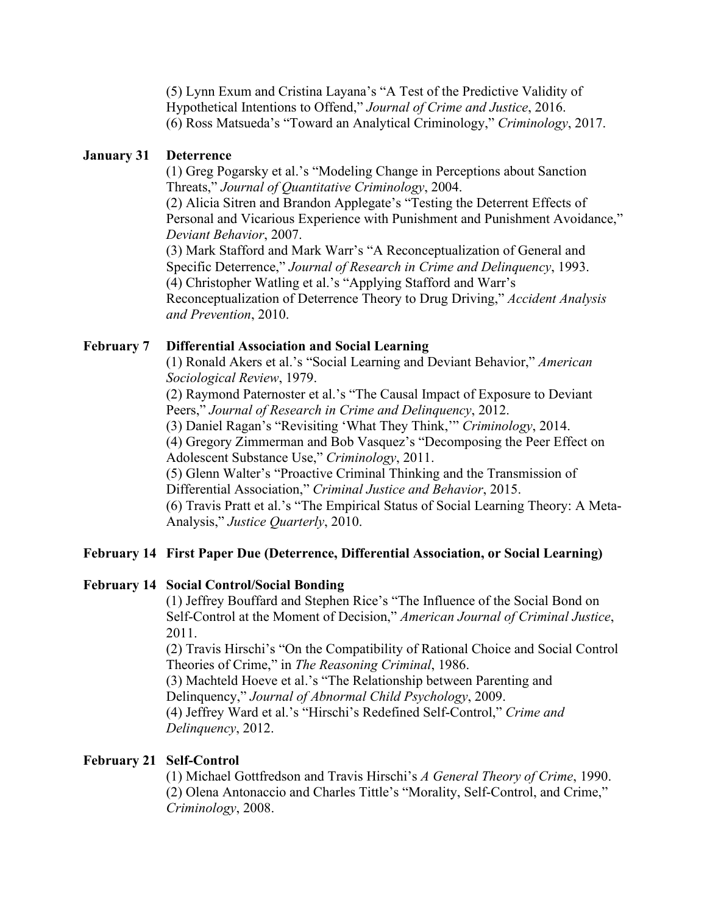(5) Lynn Exum and Cristina Layana's "A Test of the Predictive Validity of Hypothetical Intentions to Offend," *Journal of Crime and Justice*, 2016.
(6) Ross Matsueda's "Toward an Analytical Criminology," *Criminology*, 2017.

**January 31 Deterrence**

(1) Greg Pogarsky et al.'s "Modeling Change in Perceptions about Sanction Threats," *Journal of Quantitative Criminology*, 2004.
(2) Alicia Sitren and Brandon Applegate's "Testing the Deterrent Effects of Personal and Vicarious Experience with Punishment and Punishment Avoidance," *Deviant Behavior*, 2007.
(3) Mark Stafford and Mark Warr's "A Reconceptualization of General and Specific Deterrence," *Journal of Research in Crime and Delinquency*, 1993.
(4) Christopher Watling et al.'s "Applying Stafford and Warr's Reconceptualization of Deterrence Theory to Drug Driving," *Accident Analysis and Prevention*, 2010.

**February 7 Differential Association and Social Learning**

(1) Ronald Akers et al.'s "Social Learning and Deviant Behavior," *American Sociological Review*, 1979.
(2) Raymond Paternoster et al.'s "The Causal Impact of Exposure to Deviant Peers," *Journal of Research in Crime and Delinquency*, 2012.
(3) Daniel Ragan's "Revisiting 'What They Think,'" *Criminology*, 2014.
(4) Gregory Zimmerman and Bob Vasquez's "Decomposing the Peer Effect on Adolescent Substance Use," *Criminology*, 2011.
(5) Glenn Walter's "Proactive Criminal Thinking and the Transmission of Differential Association," *Criminal Justice and Behavior*, 2015.
(6) Travis Pratt et al.'s "The Empirical Status of Social Learning Theory: A Meta-Analysis," *Justice Quarterly*, 2010.

**February 14 First Paper Due (Deterrence, Differential Association, or Social Learning)**

**February 14 Social Control/Social Bonding**

(1) Jeffrey Bouffard and Stephen Rice's "The Influence of the Social Bond on Self-Control at the Moment of Decision," *American Journal of Criminal Justice*, 2011.
(2) Travis Hirschi's "On the Compatibility of Rational Choice and Social Control Theories of Crime," in *The Reasoning Criminal*, 1986.
(3) Machteld Hoeve et al.'s "The Relationship between Parenting and Delinquency," *Journal of Abnormal Child Psychology*, 2009.
(4) Jeffrey Ward et al.'s "Hirschi's Redefined Self-Control," *Crime and Delinquency*, 2012.

**February 21 Self-Control**

(1) Michael Gottfredson and Travis Hirschi's *A General Theory of Crime*, 1990.
(2) Olena Antonaccio and Charles Tittle's "Morality, Self-Control, and Crime," *Criminology*, 2008.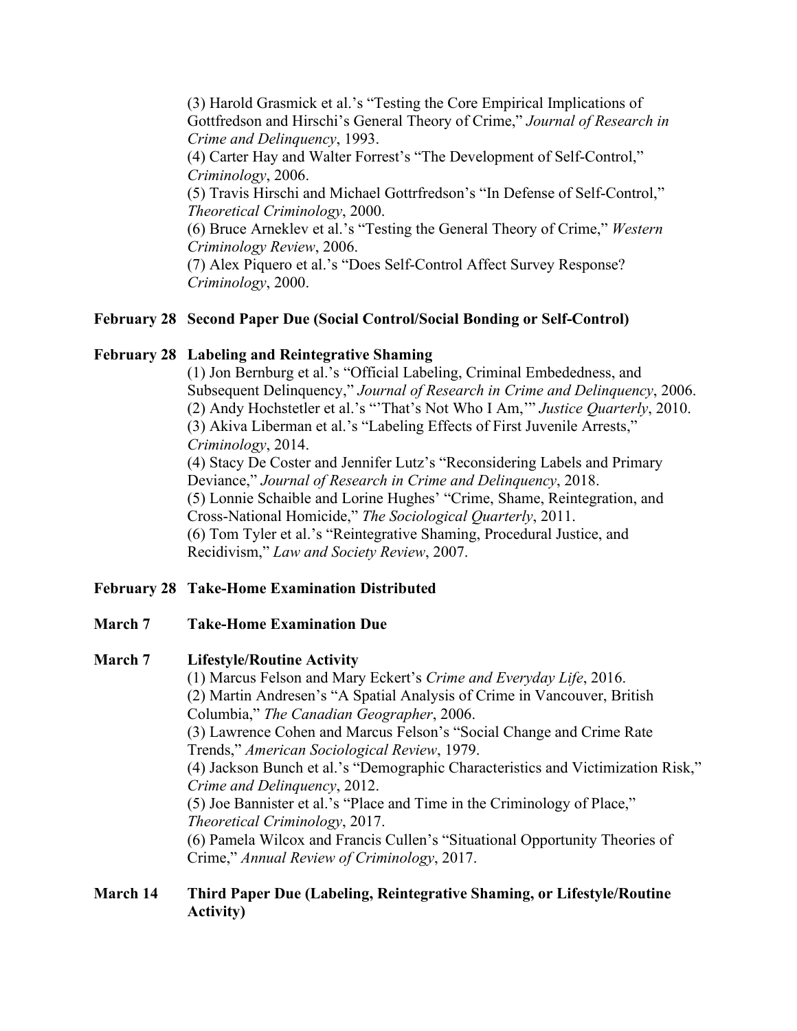(3) Harold Grasmick et al.'s "Testing the Core Empirical Implications of Gottfredson and Hirschi's General Theory of Crime," *Journal of Research in Crime and Delinquency*, 1993.
(4) Carter Hay and Walter Forrest's "The Development of Self-Control," *Criminology*, 2006.
(5) Travis Hirschi and Michael Gottrfredson's "In Defense of Self-Control," *Theoretical Criminology*, 2000.
(6) Bruce Arneklev et al.'s "Testing the General Theory of Crime," *Western Criminology Review*, 2006.
(7) Alex Piquero et al.'s "Does Self-Control Affect Survey Response? *Criminology*, 2000.

**February 28 Second Paper Due (Social Control/Social Bonding or Self-Control)**

**February 28 Labeling and Reintegrative Shaming**

(1) Jon Bernburg et al.'s "Official Labeling, Criminal Embededness, and Subsequent Delinquency," *Journal of Research in Crime and Delinquency*, 2006.
(2) Andy Hochstetler et al.'s "'That's Not Who I Am,'" *Justice Quarterly*, 2010.
(3) Akiva Liberman et al.'s "Labeling Effects of First Juvenile Arrests," *Criminology*, 2014.
(4) Stacy De Coster and Jennifer Lutz's "Reconsidering Labels and Primary Deviance," *Journal of Research in Crime and Delinquency*, 2018.
(5) Lonnie Schaible and Lorine Hughes' "Crime, Shame, Reintegration, and Cross-National Homicide," *The Sociological Quarterly*, 2011.
(6) Tom Tyler et al.'s "Reintegrative Shaming, Procedural Justice, and Recidivism," *Law and Society Review*, 2007.

**February 28 Take-Home Examination Distributed**

**March 7 Take-Home Examination Due**

**March 7 Lifestyle/Routine Activity**

(1) Marcus Felson and Mary Eckert's *Crime and Everyday Life*, 2016.
(2) Martin Andresen's "A Spatial Analysis of Crime in Vancouver, British Columbia," *The Canadian Geographer*, 2006.
(3) Lawrence Cohen and Marcus Felson's "Social Change and Crime Rate Trends," *American Sociological Review*, 1979.
(4) Jackson Bunch et al.'s "Demographic Characteristics and Victimization Risk," *Crime and Delinquency*, 2012.
(5) Joe Bannister et al.'s "Place and Time in the Criminology of Place," *Theoretical Criminology*, 2017.
(6) Pamela Wilcox and Francis Cullen's "Situational Opportunity Theories of Crime," *Annual Review of Criminology*, 2017.

**March 14 Third Paper Due (Labeling, Reintegrative Shaming, or Lifestyle/Routine Activity)**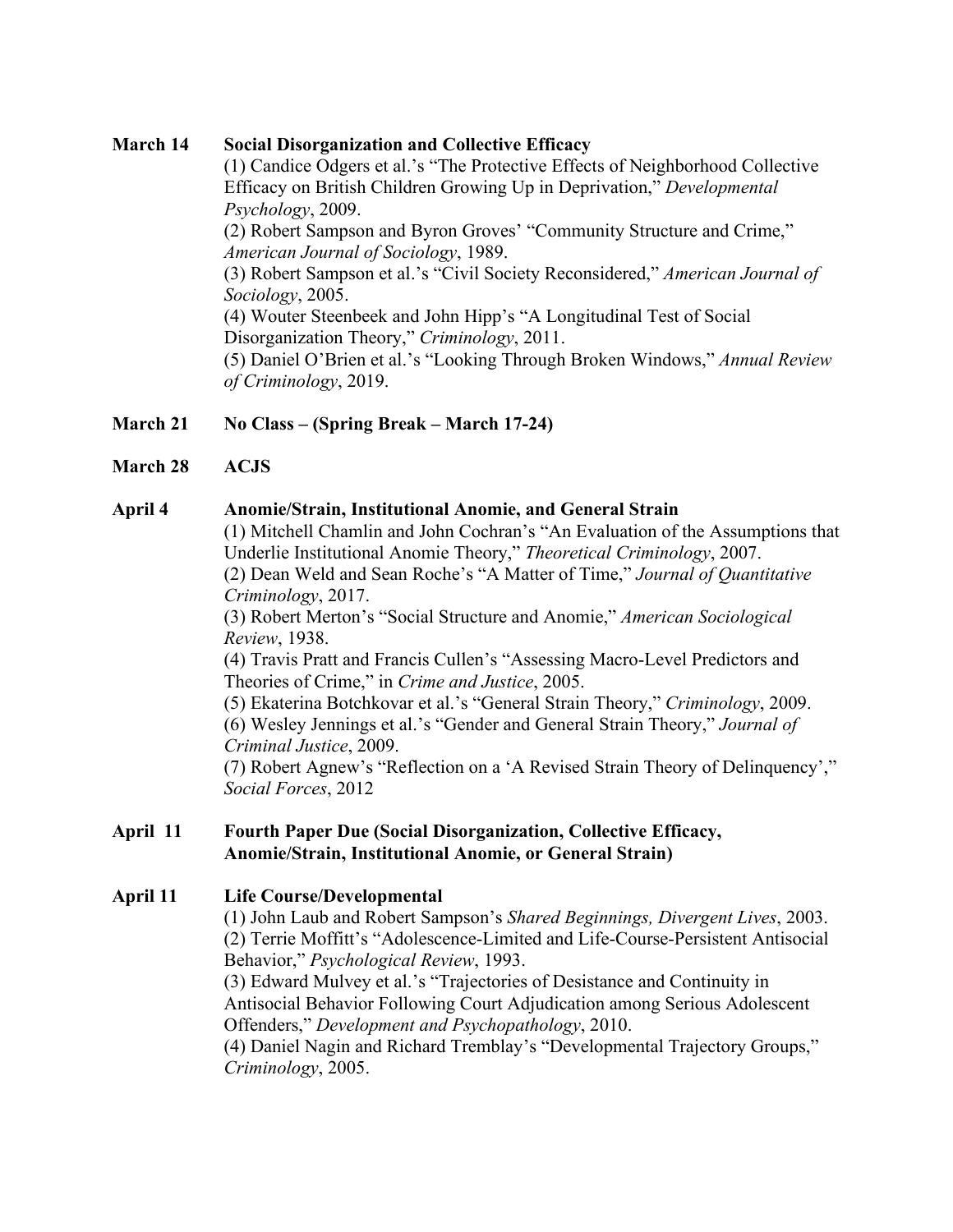**March 14** **Social Disorganization and Collective Efficacy**

(1) Candice Odgers et al.'s "The Protective Effects of Neighborhood Collective Efficacy on British Children Growing Up in Deprivation," *Developmental Psychology*, 2009.
(2) Robert Sampson and Byron Groves' "Community Structure and Crime," *American Journal of Sociology*, 1989.
(3) Robert Sampson et al.'s "Civil Society Reconsidered," *American Journal of Sociology*, 2005.
(4) Wouter Steenbeek and John Hipp's "A Longitudinal Test of Social Disorganization Theory," *Criminology*, 2011.
(5) Daniel O'Brien et al.'s "Looking Through Broken Windows," *Annual Review of Criminology*, 2019.

**March 21** **No Class – (Spring Break – March 17-24)**

**March 28** **ACJS**

**April 4** **Anomie/Strain, Institutional Anomie, and General Strain**

(1) Mitchell Chamlin and John Cochran's "An Evaluation of the Assumptions that Underlie Institutional Anomie Theory," *Theoretical Criminology*, 2007.
(2) Dean Weld and Sean Roche's "A Matter of Time," *Journal of Quantitative Criminology*, 2017.
(3) Robert Merton's "Social Structure and Anomie," *American Sociological Review*, 1938.
(4) Travis Pratt and Francis Cullen's "Assessing Macro-Level Predictors and Theories of Crime," in *Crime and Justice*, 2005.
(5) Ekaterina Botchkovar et al.'s "General Strain Theory," *Criminology*, 2009.
(6) Wesley Jennings et al.'s "Gender and General Strain Theory," *Journal of Criminal Justice*, 2009.
(7) Robert Agnew's "Reflection on a 'A Revised Strain Theory of Delinquency'," *Social Forces*, 2012

**April 11** **Fourth Paper Due (Social Disorganization, Collective Efficacy, Anomie/Strain, Institutional Anomie, or General Strain)**

**April 11** **Life Course/Developmental**

(1) John Laub and Robert Sampson's *Shared Beginnings, Divergent Lives*, 2003.
(2) Terrie Moffitt's "Adolescence-Limited and Life-Course-Persistent Antisocial Behavior," *Psychological Review*, 1993.
(3) Edward Mulvey et al.'s "Trajectories of Desistance and Continuity in Antisocial Behavior Following Court Adjudication among Serious Adolescent Offenders," *Development and Psychopathology*, 2010.
(4) Daniel Nagin and Richard Tremblay's "Developmental Trajectory Groups," *Criminology*, 2005.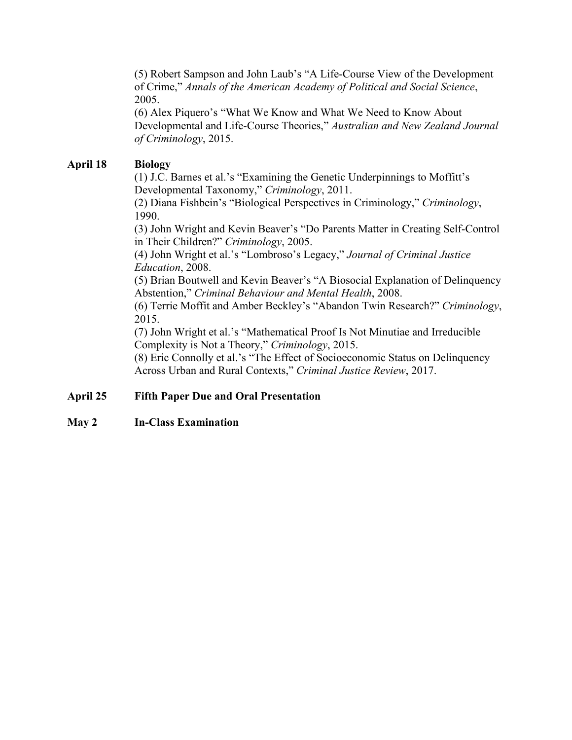(5) Robert Sampson and John Laub's "A Life-Course View of the Development of Crime," *Annals of the American Academy of Political and Social Science*, 2005.
(6) Alex Piquero's "What We Know and What We Need to Know About Developmental and Life-Course Theories," *Australian and New Zealand Journal of Criminology*, 2015.

**April 18 Biology**

(1) J.C. Barnes et al.'s "Examining the Genetic Underpinnings to Moffitt's Developmental Taxonomy," *Criminology*, 2011.
(2) Diana Fishbein's "Biological Perspectives in Criminology," *Criminology*, 1990.
(3) John Wright and Kevin Beaver's "Do Parents Matter in Creating Self-Control in Their Children?" *Criminology*, 2005.
(4) John Wright et al.'s "Lombroso's Legacy," *Journal of Criminal Justice Education*, 2008.
(5) Brian Boutwell and Kevin Beaver's "A Biosocial Explanation of Delinquency Abstention," *Criminal Behaviour and Mental Health*, 2008.
(6) Terrie Moffit and Amber Beckley's "Abandon Twin Research?" *Criminology*, 2015.
(7) John Wright et al.'s "Mathematical Proof Is Not Minutiae and Irreducible Complexity is Not a Theory," *Criminology*, 2015.
(8) Eric Connolly et al.'s "The Effect of Socioeconomic Status on Delinquency Across Urban and Rural Contexts," *Criminal Justice Review*, 2017.

**April 25 Fifth Paper Due and Oral Presentation**

**May 2 In-Class Examination**